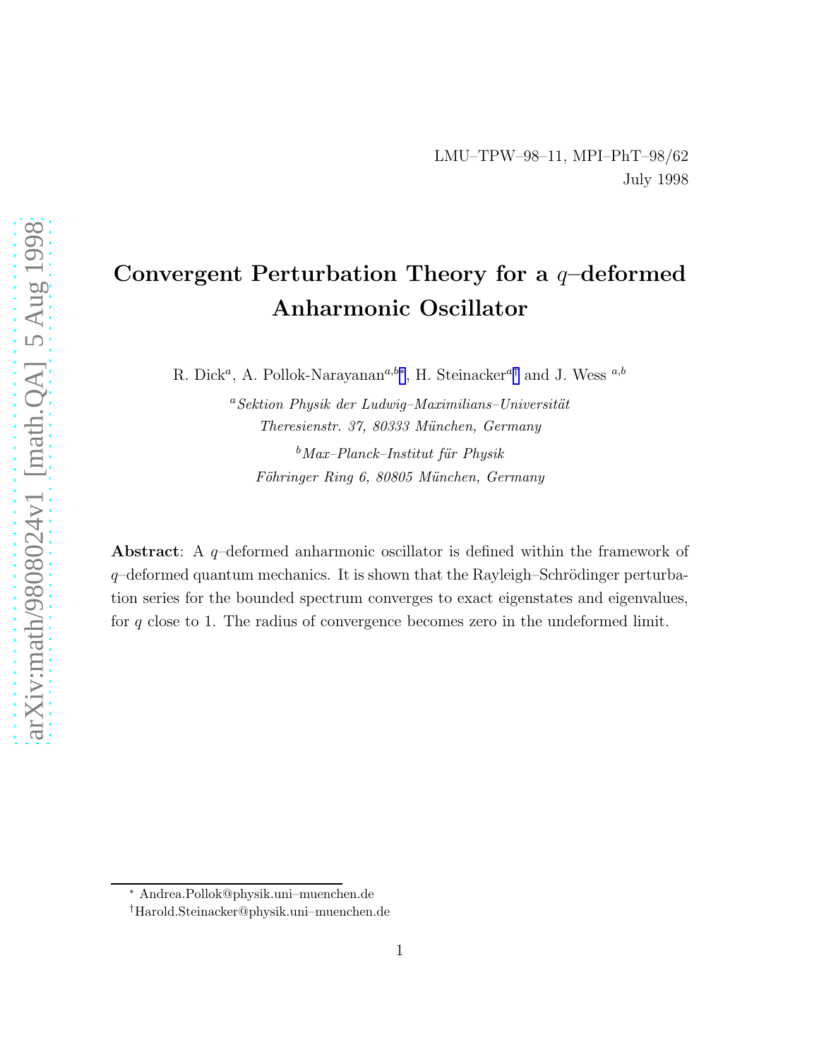LMU–TPW–98–11, MPI–PhT–98/62

July 1998

# Convergent Perturbation Theory for a $q$–deformed Anharmonic Oscillator

R. Dick[a], A. Pollok-Narayanan[a,b*], H. Steinacker[a†] and J. Wess [a,b]

[a] *Sektion Physik der Ludwig–Maximilians–Universität*
*Theresienstr. 37, 80333 München, Germany*

[b] *Max–Planck–Institut für Physik*
*Föhringer Ring 6, 80805 München, Germany*

**Abstract**: A $q$–deformed anharmonic oscillator is defined within the framework of $q$–deformed quantum mechanics. It is shown that the Rayleigh–Schrödinger perturbation series for the bounded spectrum converges to exact eigenstates and eigenvalues, for $q$ close to 1. The radius of convergence becomes zero in the undeformed limit.

---

\* Andrea.Pollok@physik.uni–muenchen.de

† Harold.Steinacker@physik.uni–muenchen.de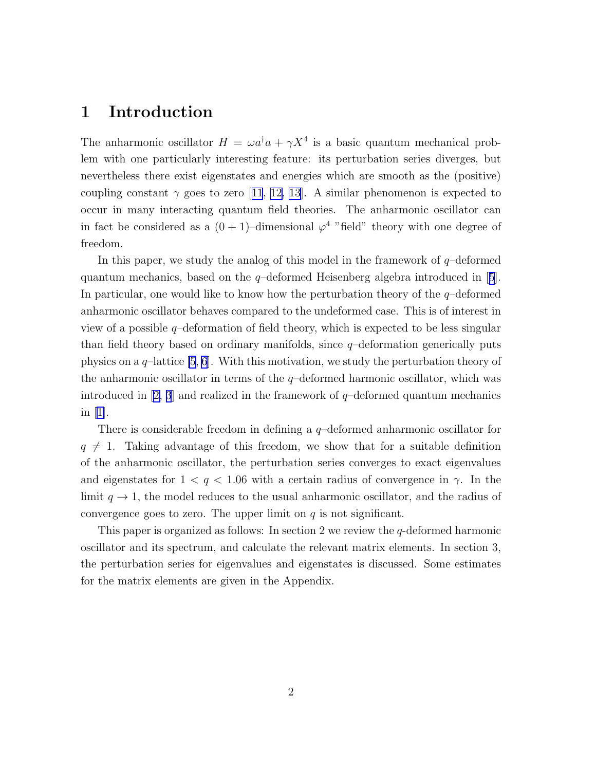# 1 Introduction

The anharmonic oscillator $H = \omega a^\dagger a + \gamma X^4$ is a basic quantum mechanical problem with one particularly interesting feature: its perturbation series diverges, but nevertheless there exist eigenstates and energies which are smooth as the (positive) coupling constant $\gamma$ goes to zero [11, 12, 13]. A similar phenomenon is expected to occur in many interacting quantum field theories. The anharmonic oscillator can in fact be considered as a $(0+1)$–dimensional $\varphi^4$ "field" theory with one degree of freedom.

In this paper, we study the analog of this model in the framework of $q$–deformed quantum mechanics, based on the $q$–deformed Heisenberg algebra introduced in [5]. In particular, one would like to know how the perturbation theory of the $q$–deformed anharmonic oscillator behaves compared to the undeformed case. This is of interest in view of a possible $q$–deformation of field theory, which is expected to be less singular than field theory based on ordinary manifolds, since $q$–deformation generically puts physics on a $q$–lattice [5, 6]. With this motivation, we study the perturbation theory of the anharmonic oscillator in terms of the $q$–deformed harmonic oscillator, which was introduced in [2, 3] and realized in the framework of $q$–deformed quantum mechanics in [1].

There is considerable freedom in defining a $q$–deformed anharmonic oscillator for $q \neq 1$. Taking advantage of this freedom, we show that for a suitable definition of the anharmonic oscillator, the perturbation series converges to exact eigenvalues and eigenstates for $1 < q < 1.06$ with a certain radius of convergence in $\gamma$. In the limit $q \to 1$, the model reduces to the usual anharmonic oscillator, and the radius of convergence goes to zero. The upper limit on $q$ is not significant.

This paper is organized as follows: In section 2 we review the $q$-deformed harmonic oscillator and its spectrum, and calculate the relevant matrix elements. In section 3, the perturbation series for eigenvalues and eigenstates is discussed. Some estimates for the matrix elements are given in the Appendix.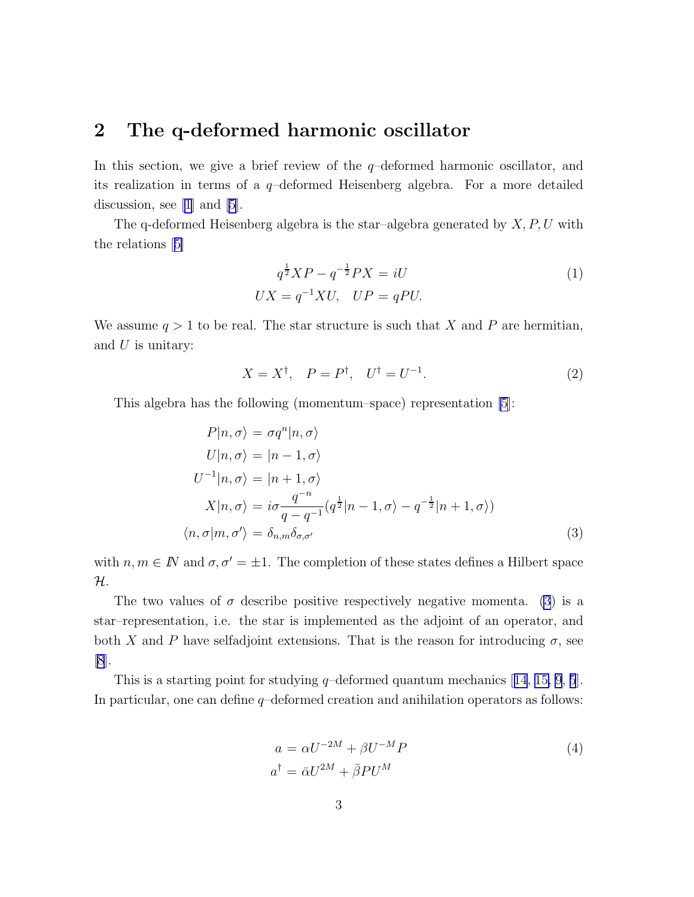## 2 The q-deformed harmonic oscillator

In this section, we give a brief review of the $q$–deformed harmonic oscillator, and its realization in terms of a $q$–deformed Heisenberg algebra. For a more detailed discussion, see [1] and [5].

The q-deformed Heisenberg algebra is the star–algebra generated by $X, P, U$ with the relations [5]

$$
\begin{aligned}
q^{\frac{1}{2}} XP - q^{-\frac{1}{2}} PX &= iU \\
UX = q^{-1} XU, &\quad UP = qPU.
\end{aligned}
\tag{1}
$$

We assume $q > 1$ to be real. The star structure is such that $X$ and $P$ are hermitian, and $U$ is unitary:

$$
X = X^{\dagger}, \quad P = P^{\dagger}, \quad U^{\dagger} = U^{-1}. \tag{2}
$$

This algebra has the following (momentum–space) representation [5]:

$$
\begin{aligned}
P|n,\sigma\rangle &= \sigma q^{n} |n,\sigma\rangle \\
U|n,\sigma\rangle &= |n-1,\sigma\rangle \\
U^{-1}|n,\sigma\rangle &= |n+1,\sigma\rangle \\
X|n,\sigma\rangle &= i\sigma \frac{q^{-n}}{q-q^{-1}} \left(q^{\frac{1}{2}}|n-1,\sigma\rangle - q^{-\frac{1}{2}}|n+1,\sigma\rangle\right) \\
\langle n,\sigma|m,\sigma'\rangle &= \delta_{n,m}\delta_{\sigma,\sigma'}
\end{aligned}
\tag{3}
$$

with $n, m \in \mathbb{N}$ and $\sigma, \sigma' = \pm 1$. The completion of these states defines a Hilbert space $\mathcal{H}$.

The two values of $\sigma$ describe positive respectively negative momenta. (3) is a star–representation, i.e. the star is implemented as the adjoint of an operator, and both $X$ and $P$ have selfadjoint extensions. That is the reason for introducing $\sigma$, see [8].

This is a starting point for studying $q$–deformed quantum mechanics [14, 15, 9, 5]. In particular, one can define $q$–deformed creation and anihilation operators as follows:

$$
\begin{aligned}
a &= \alpha U^{-2M} + \beta U^{-M} P \\
a^{\dagger} &= \bar{\alpha} U^{2M} + \bar{\beta} P U^{M}
\end{aligned}
\tag{4}
$$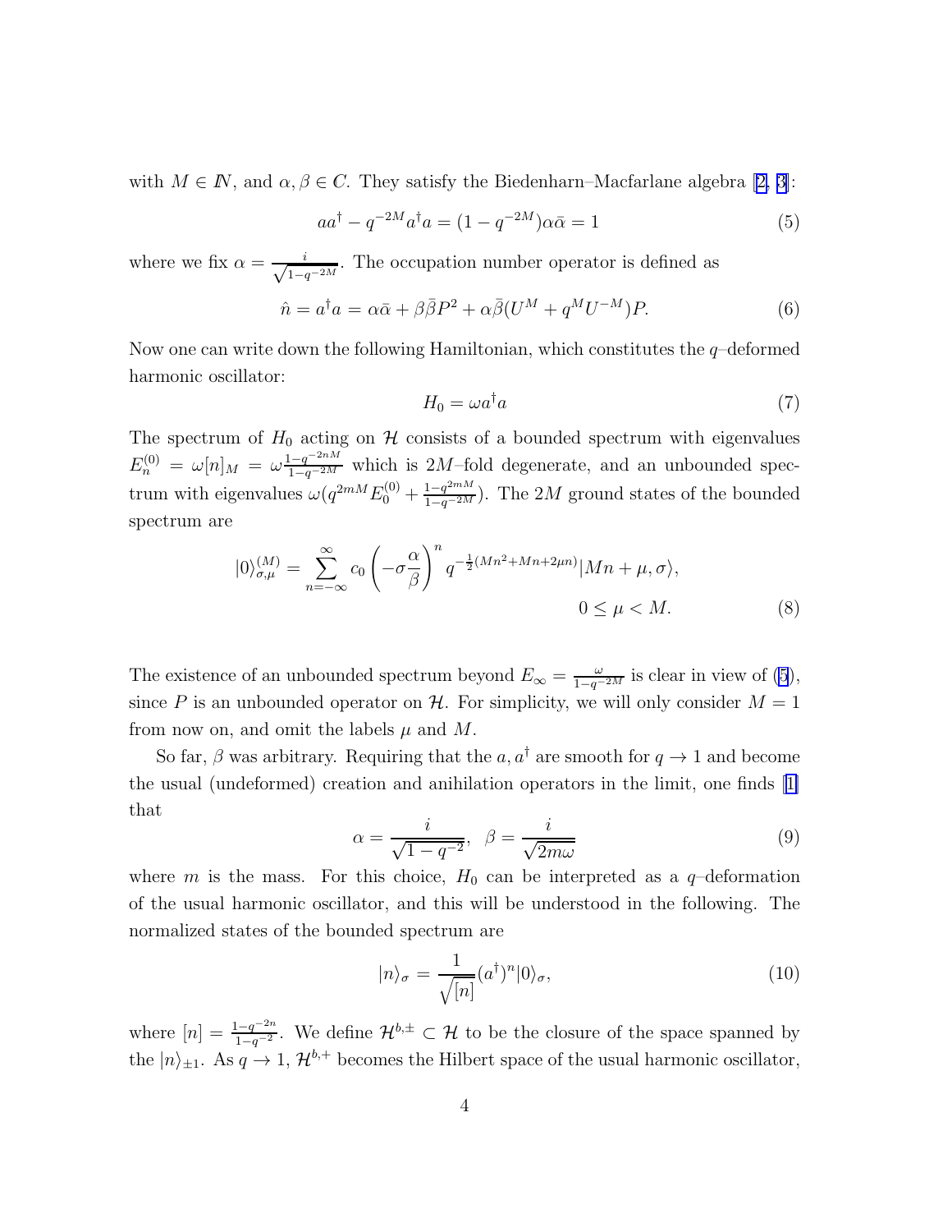with $M \in \mathbb{N}$, and $\alpha, \beta \in C$. They satisfy the Biedenharn–Macfarlane algebra [2, 3]:

$$aa^\dagger - q^{-2M} a^\dagger a = (1 - q^{-2M})\alpha\bar{\alpha} = 1 \tag{5}$$

where we fix $\alpha = \frac{i}{\sqrt{1-q^{-2M}}}$. The occupation number operator is defined as

$$\hat{n} = a^\dagger a = \alpha\bar{\alpha} + \beta\bar{\beta}P^2 + \alpha\bar{\beta}(U^M + q^M U^{-M})P. \tag{6}$$

Now one can write down the following Hamiltonian, which constitutes the $q$–deformed harmonic oscillator:

$$H_0 = \omega a^\dagger a \tag{7}$$

The spectrum of $H_0$ acting on $\mathcal{H}$ consists of a bounded spectrum with eigenvalues $E_n^{(0)} = \omega[n]_M = \omega\frac{1-q^{-2nM}}{1-q^{-2M}}$ which is $2M$–fold degenerate, and an unbounded spectrum with eigenvalues $\omega(q^{2mM}E_0^{(0)} + \frac{1-q^{2mM}}{1-q^{-2M}})$. The $2M$ ground states of the bounded spectrum are

$$|0\rangle_{\sigma,\mu}^{(M)} = \sum_{n=-\infty}^{\infty} c_0 \left(-\sigma\frac{\alpha}{\beta}\right)^n q^{-\frac{1}{2}(Mn^2+Mn+2\mu n)}|Mn+\mu,\sigma\rangle,$$
$$0 \leq \mu < M. \tag{8}$$

The existence of an unbounded spectrum beyond $E_\infty = \frac{\omega}{1-q^{-2M}}$ is clear in view of (5), since $P$ is an unbounded operator on $\mathcal{H}$. For simplicity, we will only consider $M = 1$ from now on, and omit the labels $\mu$ and $M$.

So far, $\beta$ was arbitrary. Requiring that the $a, a^\dagger$ are smooth for $q \to 1$ and become the usual (undeformed) creation and anihilation operators in the limit, one finds [1] that

$$\alpha = \frac{i}{\sqrt{1-q^{-2}}}, \quad \beta = \frac{i}{\sqrt{2m\omega}} \tag{9}$$

where $m$ is the mass. For this choice, $H_0$ can be interpreted as a $q$–deformation of the usual harmonic oscillator, and this will be understood in the following. The normalized states of the bounded spectrum are

$$|n\rangle_\sigma = \frac{1}{\sqrt{[n]}}(a^\dagger)^n|0\rangle_\sigma, \tag{10}$$

where $[n] = \frac{1-q^{-2n}}{1-q^{-2}}$. We define $\mathcal{H}^{b,\pm} \subset \mathcal{H}$ to be the closure of the space spanned by the $|n\rangle_{\pm 1}$. As $q \to 1$, $\mathcal{H}^{b,+}$ becomes the Hilbert space of the usual harmonic oscillator,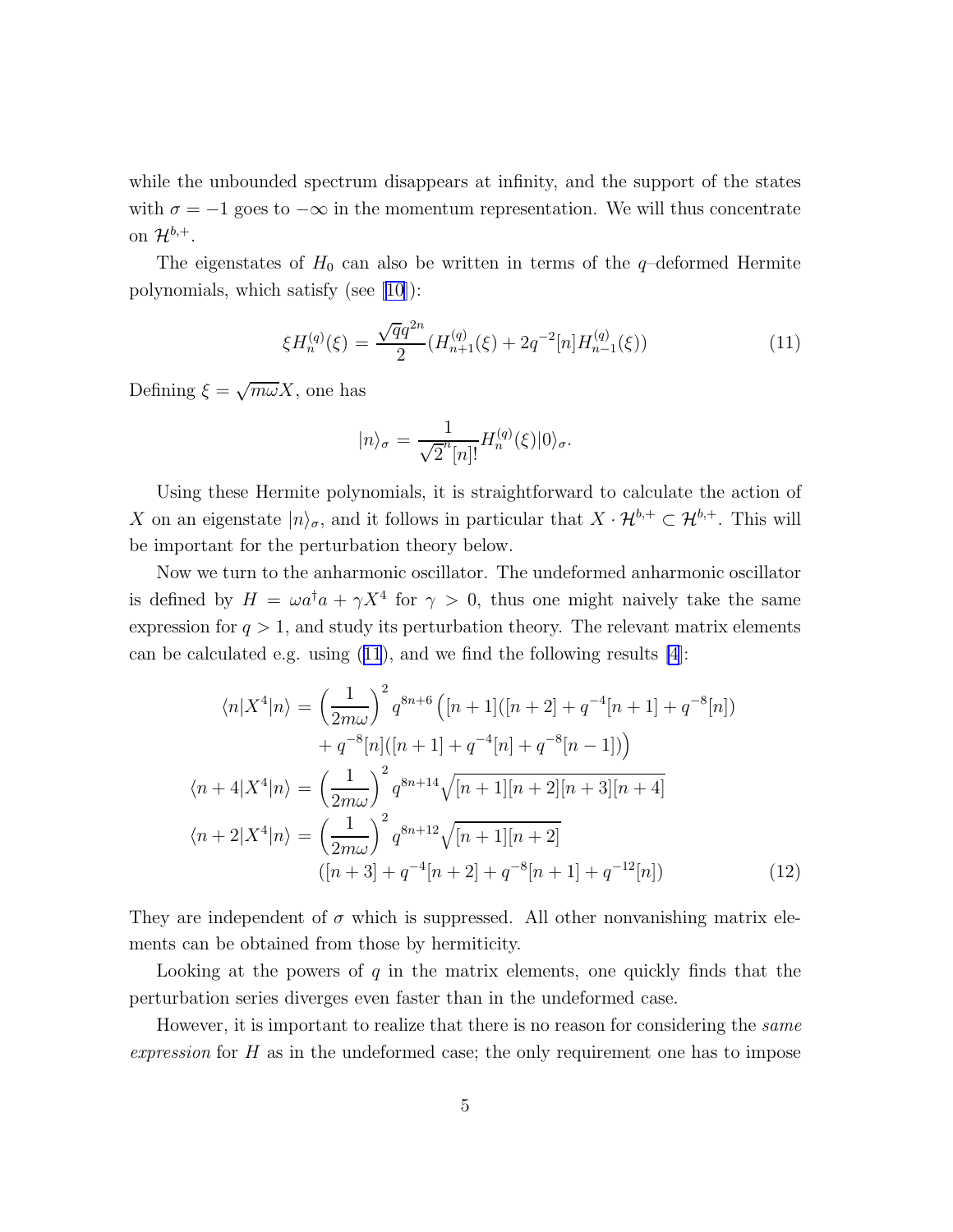while the unbounded spectrum disappears at infinity, and the support of the states with $\sigma = -1$ goes to $-\infty$ in the momentum representation. We will thus concentrate on $\mathcal{H}^{b,+}$.

The eigenstates of $H_0$ can also be written in terms of the $q$–deformed Hermite polynomials, which satisfy (see [10]):

$$\xi H_n^{(q)}(\xi) = \frac{\sqrt{q}q^{2n}}{2}(H_{n+1}^{(q)}(\xi) + 2q^{-2}[n]H_{n-1}^{(q)}(\xi)) \tag{11}$$

Defining $\xi = \sqrt{m\omega}X$, one has

$$|n\rangle_\sigma = \frac{1}{\sqrt{2}^n[n]!}H_n^{(q)}(\xi)|0\rangle_\sigma.$$

Using these Hermite polynomials, it is straightforward to calculate the action of $X$ on an eigenstate $|n\rangle_\sigma$, and it follows in particular that $X \cdot \mathcal{H}^{b,+} \subset \mathcal{H}^{b,+}$. This will be important for the perturbation theory below.

Now we turn to the anharmonic oscillator. The undeformed anharmonic oscillator is defined by $H = \omega a^\dagger a + \gamma X^4$ for $\gamma > 0$, thus one might naively take the same expression for $q > 1$, and study its perturbation theory. The relevant matrix elements can be calculated e.g. using (11), and we find the following results [4]:

$$\begin{aligned}
\langle n|X^4|n\rangle &= \left(\frac{1}{2m\omega}\right)^2 q^{8n+6}\Big([n+1]([n+2] + q^{-4}[n+1] + q^{-8}[n]) \\
&\quad + q^{-8}[n]([n+1] + q^{-4}[n] + q^{-8}[n-1])\Big) \\
\langle n+4|X^4|n\rangle &= \left(\frac{1}{2m\omega}\right)^2 q^{8n+14}\sqrt{[n+1][n+2][n+3][n+4]} \\
\langle n+2|X^4|n\rangle &= \left(\frac{1}{2m\omega}\right)^2 q^{8n+12}\sqrt{[n+1][n+2]} \\
&\quad ([n+3] + q^{-4}[n+2] + q^{-8}[n+1] + q^{-12}[n])
\end{aligned} \tag{12}$$

They are independent of $\sigma$ which is suppressed. All other nonvanishing matrix elements can be obtained from those by hermiticity.

Looking at the powers of $q$ in the matrix elements, one quickly finds that the perturbation series diverges even faster than in the undeformed case.

However, it is important to realize that there is no reason for considering the *same expression* for $H$ as in the undeformed case; the only requirement one has to impose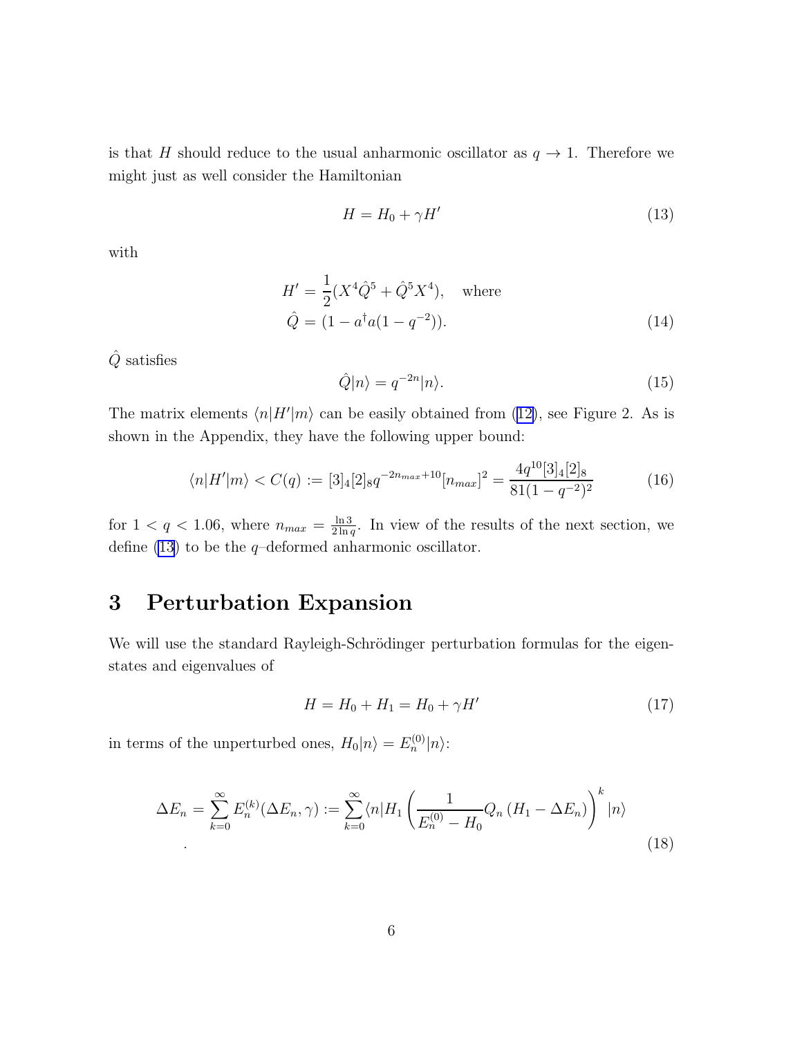is that $H$ should reduce to the usual anharmonic oscillator as $q \to 1$. Therefore we might just as well consider the Hamiltonian

$$H = H_0 + \gamma H' \tag{13}$$

with

$$H' = \frac{1}{2}(X^4 \hat{Q}^5 + \hat{Q}^5 X^4), \quad \text{where}$$
$$\hat{Q} = (1 - a^\dagger a(1 - q^{-2})). \tag{14}$$

$\hat{Q}$ satisfies

$$\hat{Q}|n\rangle = q^{-2n}|n\rangle. \tag{15}$$

The matrix elements $\langle n|H'|m\rangle$ can be easily obtained from (12), see Figure 2. As is shown in the Appendix, they have the following upper bound:

$$\langle n|H'|m\rangle < C(q) := [3]_4[2]_8 q^{-2n_{max}+10}[n_{max}]^2 = \frac{4q^{10}[3]_4[2]_8}{81(1-q^{-2})^2} \tag{16}$$

for $1 < q < 1.06$, where $n_{max} = \frac{\ln 3}{2\ln q}$. In view of the results of the next section, we define (13) to be the $q$–deformed anharmonic oscillator.

# 3 Perturbation Expansion

We will use the standard Rayleigh-Schrödinger perturbation formulas for the eigenstates and eigenvalues of

$$H = H_0 + H_1 = H_0 + \gamma H' \tag{17}$$

in terms of the unperturbed ones, $H_0|n\rangle = E_n^{(0)}|n\rangle$:

$$\Delta E_n = \sum_{k=0}^{\infty} E_n^{(k)}(\Delta E_n, \gamma) := \sum_{k=0}^{\infty} \langle n|H_1 \left( \frac{1}{E_n^{(0)} - H_0} Q_n \left(H_1 - \Delta E_n\right)\right)^k |n\rangle \tag{18}$$
.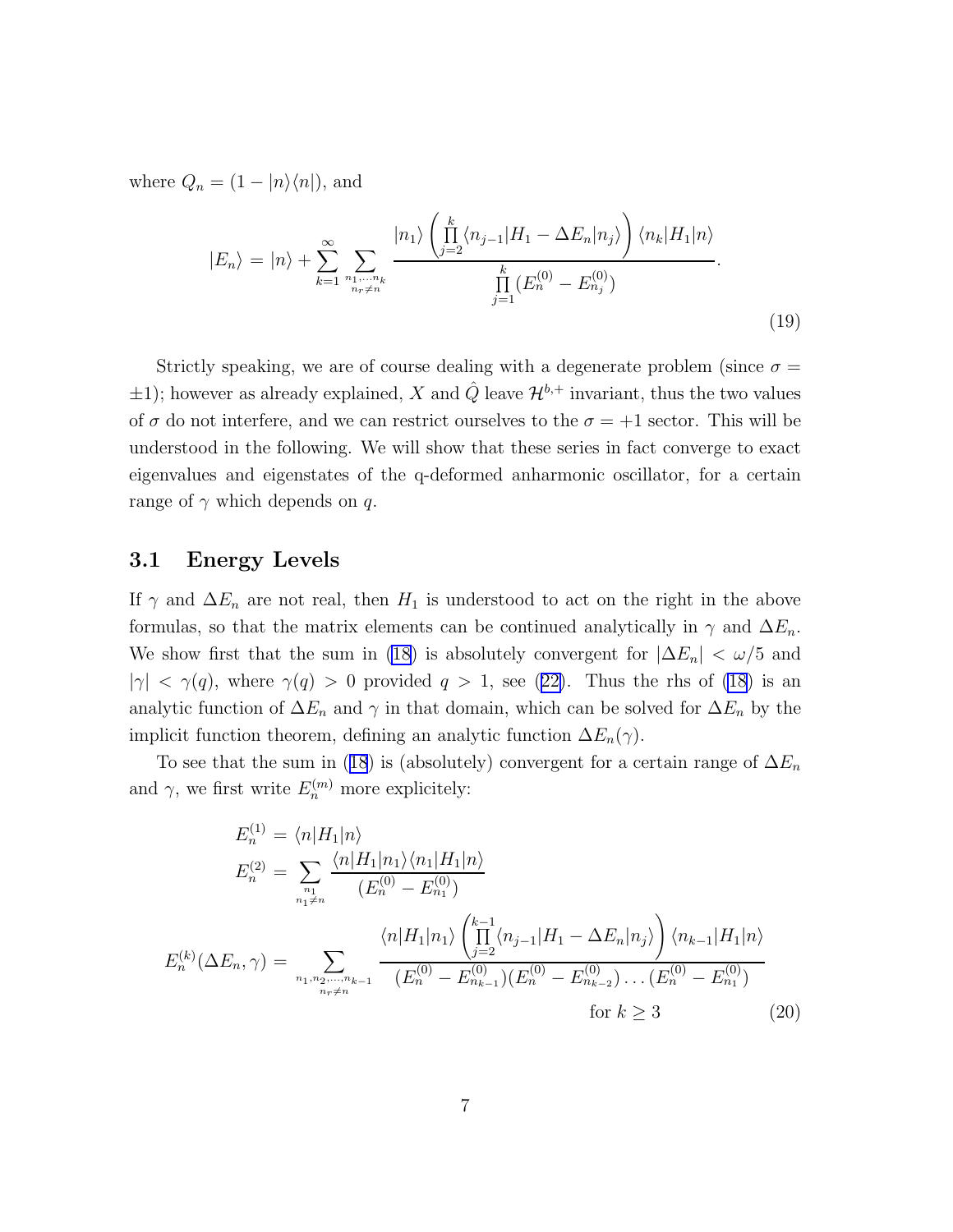where $Q_n = (1 - |n\rangle\langle n|)$, and

$$|E_n\rangle = |n\rangle + \sum_{k=1}^{\infty} \sum_{\substack{n_1, \ldots n_k \\ n_r \neq n}} \frac{|n_1\rangle \left( \prod_{j=2}^{k} \langle n_{j-1}|H_1 - \Delta E_n|n_j\rangle \right) \langle n_k|H_1|n\rangle}{\prod_{j=1}^{k} (E_n^{(0)} - E_{n_j}^{(0)})}. \tag{19}$$

Strictly speaking, we are of course dealing with a degenerate problem (since $\sigma = \pm 1$); however as already explained, $X$ and $\hat{Q}$ leave $\mathcal{H}^{b,+}$ invariant, thus the two values of $\sigma$ do not interfere, and we can restrict ourselves to the $\sigma = +1$ sector. This will be understood in the following. We will show that these series in fact converge to exact eigenvalues and eigenstates of the q-deformed anharmonic oscillator, for a certain range of $\gamma$ which depends on $q$.

## 3.1 Energy Levels

If $\gamma$ and $\Delta E_n$ are not real, then $H_1$ is understood to act on the right in the above formulas, so that the matrix elements can be continued analytically in $\gamma$ and $\Delta E_n$. We show first that the sum in (18) is absolutely convergent for $|\Delta E_n| < \omega/5$ and $|\gamma| < \gamma(q)$, where $\gamma(q) > 0$ provided $q > 1$, see (22). Thus the rhs of (18) is an analytic function of $\Delta E_n$ and $\gamma$ in that domain, which can be solved for $\Delta E_n$ by the implicit function theorem, defining an analytic function $\Delta E_n(\gamma)$.

To see that the sum in (18) is (absolutely) convergent for a certain range of $\Delta E_n$ and $\gamma$, we first write $E_n^{(m)}$ more explicitely:

$$\begin{aligned}
E_n^{(1)} &= \langle n|H_1|n\rangle \\
E_n^{(2)} &= \sum_{\substack{n_1 \\ n_1 \neq n}} \frac{\langle n|H_1|n_1\rangle\langle n_1|H_1|n\rangle}{(E_n^{(0)} - E_{n_1}^{(0)})} \\
E_n^{(k)}(\Delta E_n, \gamma) &= \sum_{\substack{n_1, n_2, \ldots, n_{k-1} \\ n_r \neq n}} \frac{\langle n|H_1|n_1\rangle \left( \prod_{j=2}^{k-1} \langle n_{j-1}|H_1 - \Delta E_n|n_j\rangle \right) \langle n_{k-1}|H_1|n\rangle}{(E_n^{(0)} - E_{n_{k-1}}^{(0)})(E_n^{(0)} - E_{n_{k-2}}^{(0)}) \ldots (E_n^{(0)} - E_{n_1}^{(0)})} \\
&\qquad \text{for } k \geq 3
\end{aligned} \tag{20}$$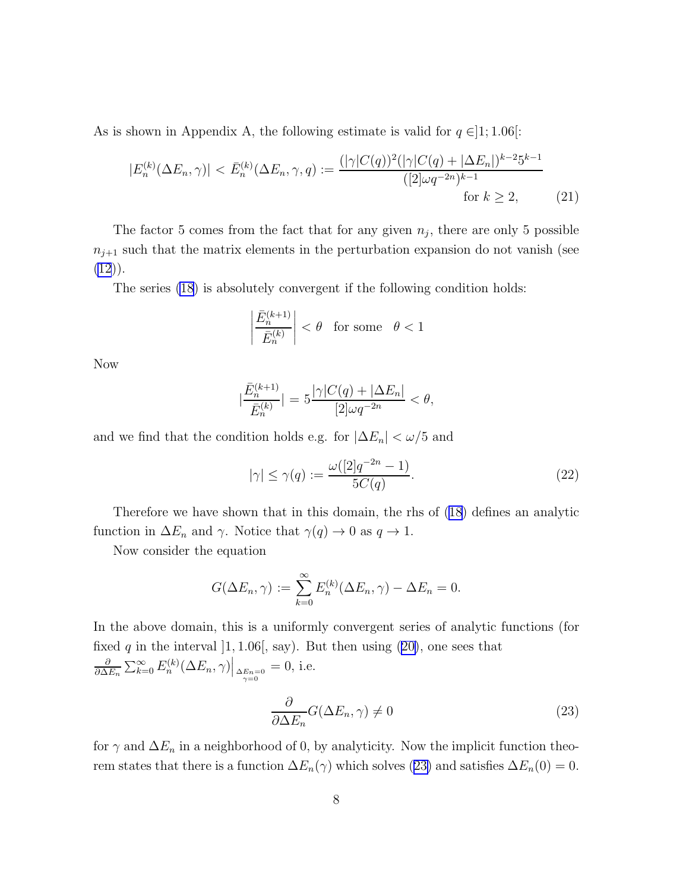As is shown in Appendix A, the following estimate is valid for $q \in ]1; 1.06[$:

$$|E_n^{(k)}(\Delta E_n, \gamma)| < \bar{E}_n^{(k)}(\Delta E_n, \gamma, q) := \frac{(|\gamma| C(q))^2 (|\gamma| C(q) + |\Delta E_n|)^{k-2} 5^{k-1}}{([2]\omega q^{-2n})^{k-1}} \quad \text{for } k \geq 2, \tag{21}$$

The factor 5 comes from the fact that for any given $n_j$, there are only 5 possible $n_{j+1}$ such that the matrix elements in the perturbation expansion do not vanish (see (12)).

The series (18) is absolutely convergent if the following condition holds:

$$\left| \frac{\bar{E}_n^{(k+1)}}{\bar{E}_n^{(k)}} \right| < \theta \quad \text{for some} \quad \theta < 1$$

Now

$$\left| \frac{\bar{E}_n^{(k+1)}}{\bar{E}_n^{(k)}} \right| = 5 \frac{|\gamma| C(q) + |\Delta E_n|}{[2]\omega q^{-2n}} < \theta,$$

and we find that the condition holds e.g. for $|\Delta E_n| < \omega/5$ and

$$|\gamma| \leq \gamma(q) := \frac{\omega([2]q^{-2n} - 1)}{5C(q)}. \tag{22}$$

Therefore we have shown that in this domain, the rhs of (18) defines an analytic function in $\Delta E_n$ and $\gamma$. Notice that $\gamma(q) \to 0$ as $q \to 1$.

Now consider the equation

$$G(\Delta E_n, \gamma) := \sum_{k=0}^{\infty} E_n^{(k)}(\Delta E_n, \gamma) - \Delta E_n = 0.$$

In the above domain, this is a uniformly convergent series of analytic functions (for fixed $q$ in the interval $]1, 1.06[$, say). But then using (20), one sees that $\frac{\partial}{\partial \Delta E_n} \sum_{k=0}^{\infty} E_n^{(k)}(\Delta E_n, \gamma)\Big|_{\substack{\Delta E_n = 0 \\ \gamma = 0}} = 0$, i.e.

$$\frac{\partial}{\partial \Delta E_n} G(\Delta E_n, \gamma) \neq 0 \tag{23}$$

for $\gamma$ and $\Delta E_n$ in a neighborhood of 0, by analyticity. Now the implicit function theorem states that there is a function $\Delta E_n(\gamma)$ which solves (23) and satisfies $\Delta E_n(0) = 0$.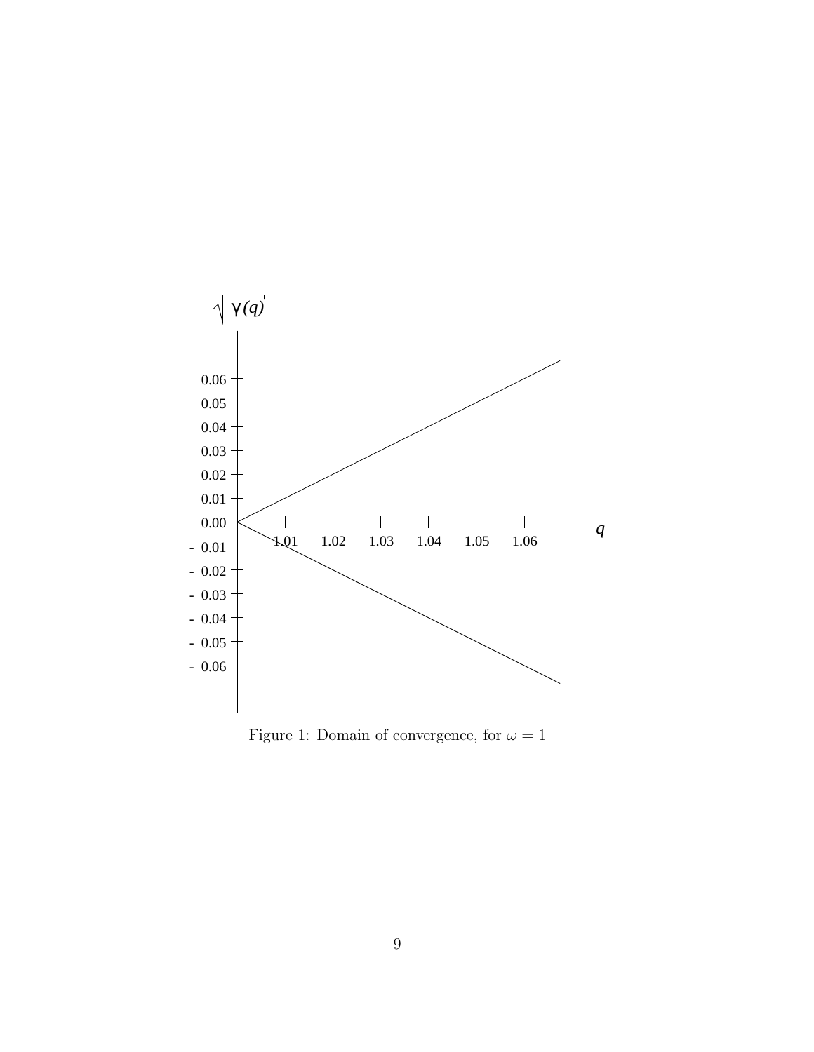Figure 1: Domain of convergence, for $\omega = 1$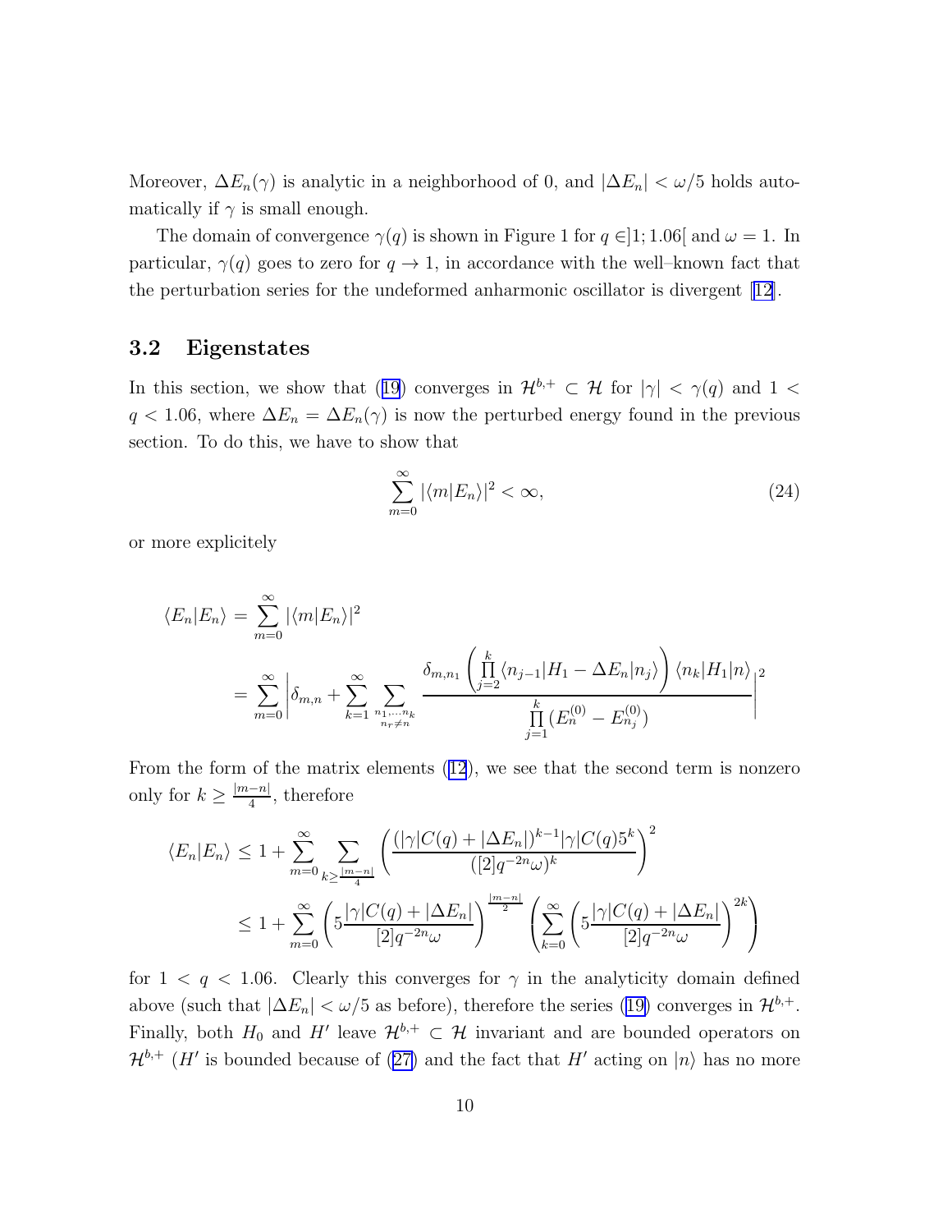Moreover, $\Delta E_n(\gamma)$ is analytic in a neighborhood of 0, and $|\Delta E_n| < \omega/5$ holds automatically if $\gamma$ is small enough.

The domain of convergence $\gamma(q)$ is shown in Figure 1 for $q \in ]1; 1.06[$ and $\omega = 1$. In particular, $\gamma(q)$ goes to zero for $q \to 1$, in accordance with the well–known fact that the perturbation series for the undeformed anharmonic oscillator is divergent [12].

### 3.2 Eigenstates

In this section, we show that (19) converges in $\mathcal{H}^{b,+} \subset \mathcal{H}$ for $|\gamma| < \gamma(q)$ and $1 < q < 1.06$, where $\Delta E_n = \Delta E_n(\gamma)$ is now the perturbed energy found in the previous section. To do this, we have to show that

$$\sum_{m=0}^{\infty} |\langle m|E_n\rangle|^2 < \infty, \tag{24}$$

or more explicitely

$$\begin{aligned}
\langle E_n|E_n\rangle &= \sum_{m=0}^{\infty} |\langle m|E_n\rangle|^2 \\
&= \sum_{m=0}^{\infty} \left| \delta_{m,n} + \sum_{k=1}^{\infty} \sum_{\substack{n_1,\dots,n_k \\ n_r \neq n}} \frac{\delta_{m,n_1} \left( \prod_{j=2}^{k} \langle n_{j-1}|H_1 - \Delta E_n|n_j\rangle \right) \langle n_k|H_1|n\rangle}{\prod_{j=1}^{k} (E_n^{(0)} - E_{n_j}^{(0)})} \right|^2
\end{aligned}$$

From the form of the matrix elements (12), we see that the second term is nonzero only for $k \geq \frac{|m-n|}{4}$, therefore

$$\begin{aligned}
\langle E_n|E_n\rangle &\leq 1 + \sum_{m=0}^{\infty} \sum_{k \geq \frac{|m-n|}{4}} \left( \frac{(|\gamma| C(q) + |\Delta E_n|)^{k-1} |\gamma| C(q) 5^k}{([2] q^{-2n} \omega)^k} \right)^2 \\
&\leq 1 + \sum_{m=0}^{\infty} \left( 5 \frac{|\gamma| C(q) + |\Delta E_n|}{[2] q^{-2n} \omega} \right)^{\frac{|m-n|}{2}} \left( \sum_{k=0}^{\infty} \left( 5 \frac{|\gamma| C(q) + |\Delta E_n|}{[2] q^{-2n} \omega} \right)^{2k} \right)
\end{aligned}$$

for $1 < q < 1.06$. Clearly this converges for $\gamma$ in the analyticity domain defined above (such that $|\Delta E_n| < \omega/5$ as before), therefore the series (19) converges in $\mathcal{H}^{b,+}$. Finally, both $H_0$ and $H'$ leave $\mathcal{H}^{b,+} \subset \mathcal{H}$ invariant and are bounded operators on $\mathcal{H}^{b,+}$ ($H'$ is bounded because of (27) and the fact that $H'$ acting on $|n\rangle$ has no more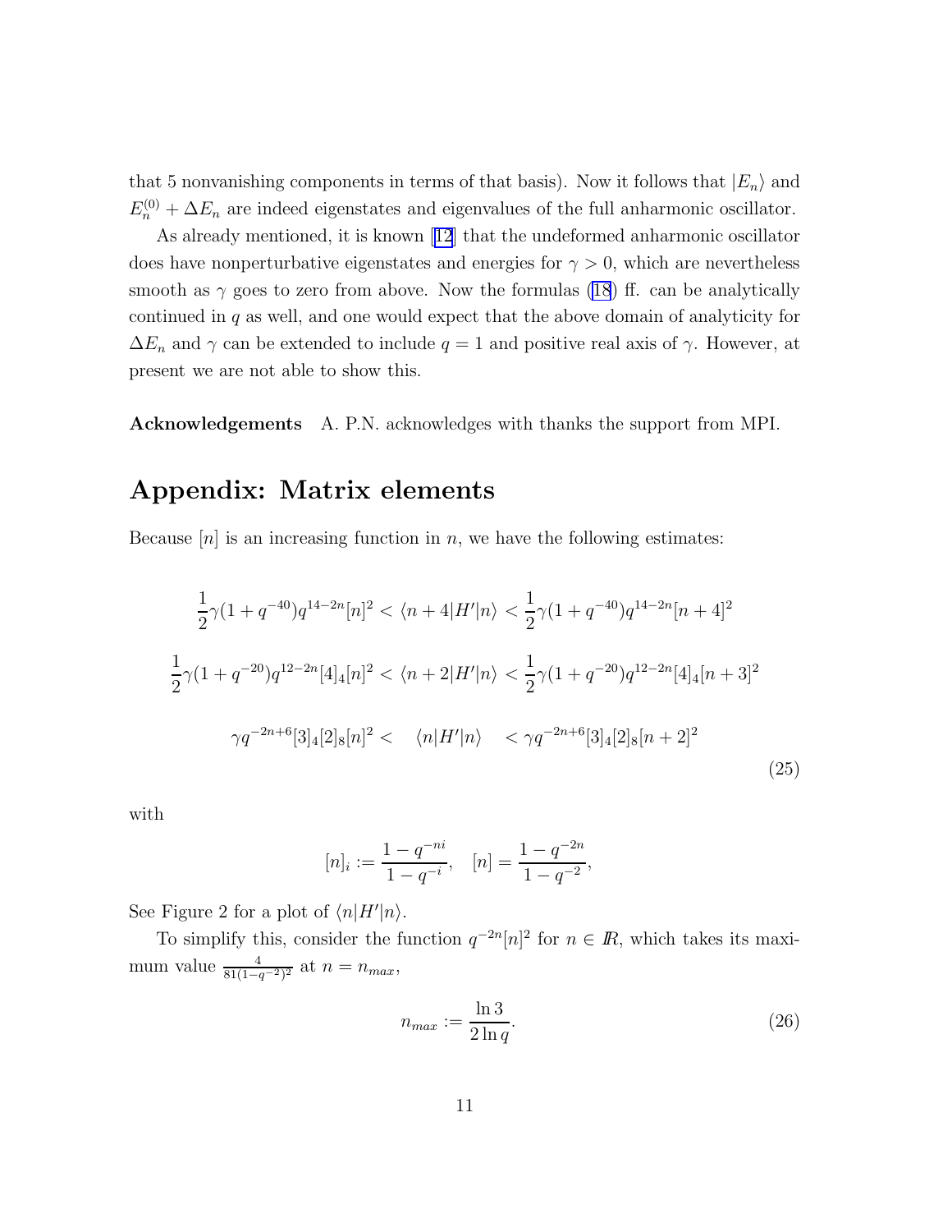that 5 nonvanishing components in terms of that basis). Now it follows that $|E_n\rangle$ and $E_n^{(0)} + \Delta E_n$ are indeed eigenstates and eigenvalues of the full anharmonic oscillator.

As already mentioned, it is known [12] that the undeformed anharmonic oscillator does have nonperturbative eigenstates and energies for $\gamma > 0$, which are nevertheless smooth as $\gamma$ goes to zero from above. Now the formulas (18) ff. can be analytically continued in $q$ as well, and one would expect that the above domain of analyticity for $\Delta E_n$ and $\gamma$ can be extended to include $q = 1$ and positive real axis of $\gamma$. However, at present we are not able to show this.

**Acknowledgements** A. P.N. acknowledges with thanks the support from MPI.

## Appendix: Matrix elements

Because $[n]$ is an increasing function in $n$, we have the following estimates:

$$
\begin{aligned}
\frac{1}{2}\gamma(1+q^{-40})q^{14-2n}[n]^2 < \langle n+4|H'|n\rangle &< \frac{1}{2}\gamma(1+q^{-40})q^{14-2n}[n+4]^2 \\
\frac{1}{2}\gamma(1+q^{-20})q^{12-2n}[4]_4[n]^2 < \langle n+2|H'|n\rangle &< \frac{1}{2}\gamma(1+q^{-20})q^{12-2n}[4]_4[n+3]^2 \\
\gamma q^{-2n+6}[3]_4[2]_8[n]^2 < \quad \langle n|H'|n\rangle \quad &< \gamma q^{-2n+6}[3]_4[2]_8[n+2]^2
\end{aligned}
\tag{25}
$$

with

$$
[n]_i := \frac{1-q^{-ni}}{1-q^{-i}}, \quad [n] = \frac{1-q^{-2n}}{1-q^{-2}},
$$

See Figure 2 for a plot of $\langle n|H'|n\rangle$.

To simplify this, consider the function $q^{-2n}[n]^2$ for $n \in \mathbb{R}$, which takes its maximum value $\frac{4}{81(1-q^{-2})^2}$ at $n = n_{max}$,

$$
n_{max} := \frac{\ln 3}{2\ln q}. \tag{26}
$$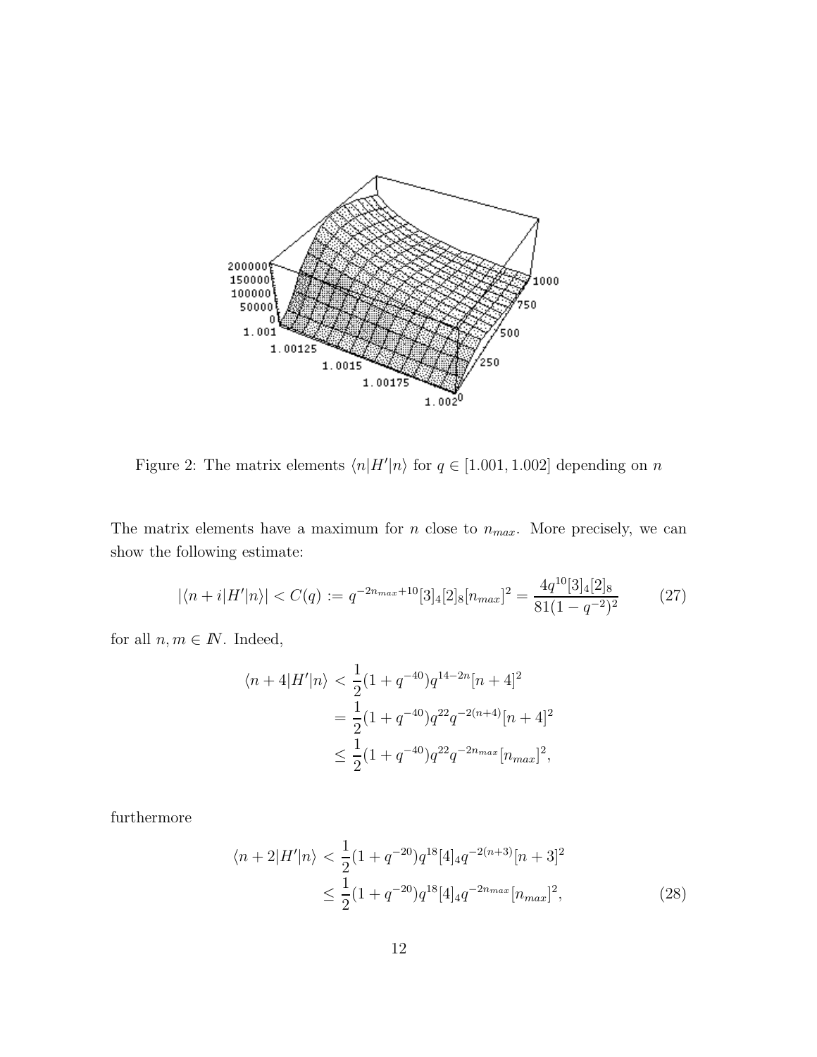Figure 2: The matrix elements $\langle n|H'|n\rangle$ for $q \in [1.001, 1.002]$ depending on $n$

The matrix elements have a maximum for $n$ close to $n_{max}$. More precisely, we can show the following estimate:

$$|\langle n+i|H'|n\rangle| < C(q) := q^{-2n_{max}+10}[3]_4[2]_8[n_{max}]^2 = \frac{4q^{10}[3]_4[2]_8}{81(1-q^{-2})^2} \tag{27}$$

for all $n, m \in I\!N$. Indeed,

$$\begin{aligned}
\langle n+4|H'|n\rangle &< \frac{1}{2}(1+q^{-40})q^{14-2n}[n+4]^2 \\
&= \frac{1}{2}(1+q^{-40})q^{22}q^{-2(n+4)}[n+4]^2 \\
&\leq \frac{1}{2}(1+q^{-40})q^{22}q^{-2n_{max}}[n_{max}]^2,
\end{aligned}$$

furthermore

$$\begin{aligned}
\langle n+2|H'|n\rangle &< \frac{1}{2}(1+q^{-20})q^{18}[4]_4 q^{-2(n+3)}[n+3]^2 \\
&\leq \frac{1}{2}(1+q^{-20})q^{18}[4]_4 q^{-2n_{max}}[n_{max}]^2,
\end{aligned} \tag{28}$$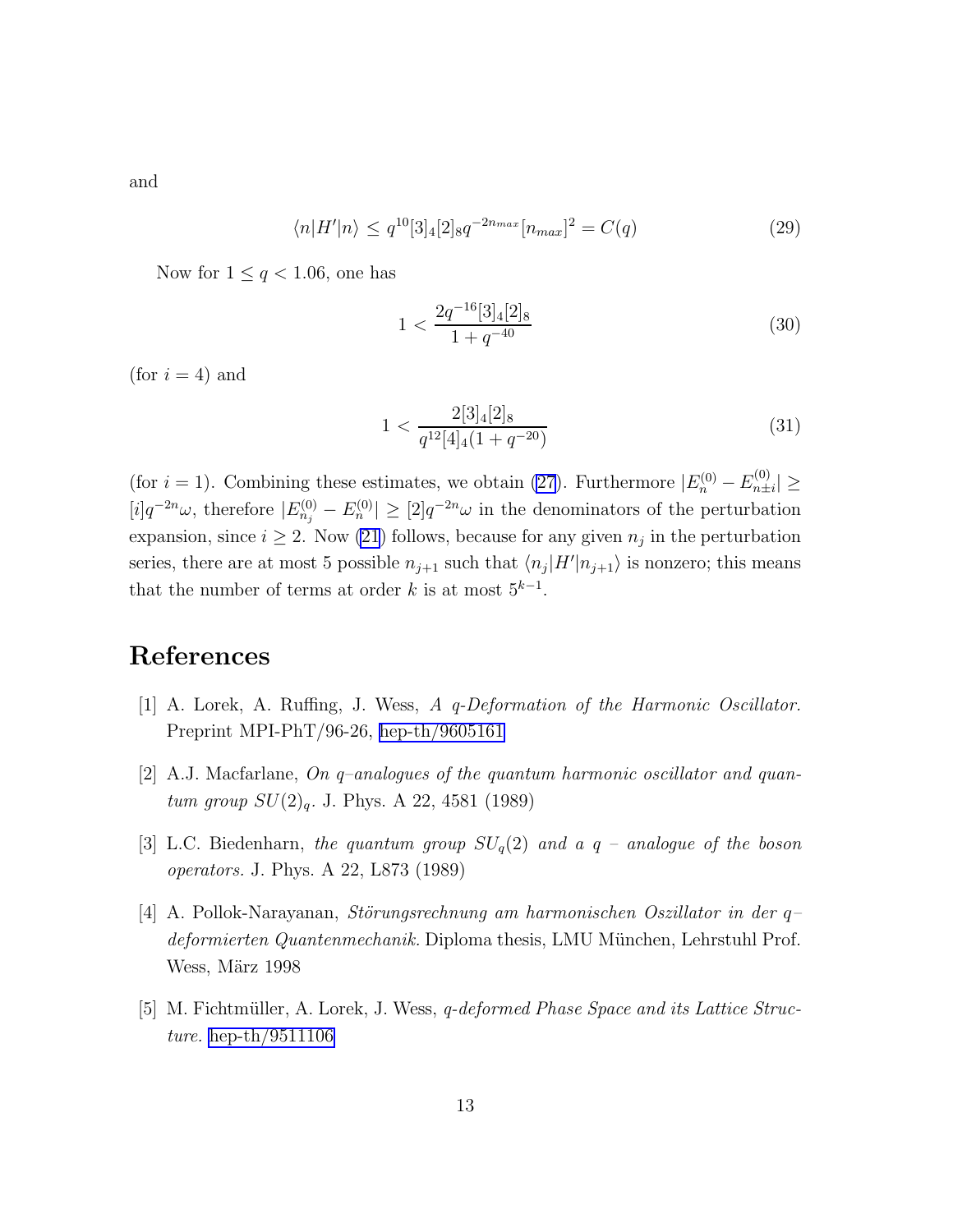and

$$\langle n|H'|n\rangle \leq q^{10}[3]_4[2]_8 q^{-2n_{max}}[n_{max}]^2 = C(q) \tag{29}$$

Now for $1 \leq q < 1.06$, one has

$$1 < \frac{2q^{-16}[3]_4[2]_8}{1+q^{-40}} \tag{30}$$

(for $i = 4$) and

$$1 < \frac{2[3]_4[2]_8}{q^{12}[4]_4(1+q^{-20})} \tag{31}$$

(for $i = 1$). Combining these estimates, we obtain (27). Furthermore $|E_n^{(0)} - E_{n\pm i}^{(0)}| \geq [i]q^{-2n}\omega$, therefore $|E_{n_j}^{(0)} - E_n^{(0)}| \geq [2]q^{-2n}\omega$ in the denominators of the perturbation expansion, since $i \geq 2$. Now (21) follows, because for any given $n_j$ in the perturbation series, there are at most 5 possible $n_{j+1}$ such that $\langle n_j|H'|n_{j+1}\rangle$ is nonzero; this means that the number of terms at order $k$ is at most $5^{k-1}$.

# References

[1] A. Lorek, A. Ruffing, J. Wess, *A q-Deformation of the Harmonic Oscillator.* Preprint MPI-PhT/96-26, hep-th/9605161

[2] A.J. Macfarlane, *On q–analogues of the quantum harmonic oscillator and quantum group $SU(2)_q$.* J. Phys. A 22, 4581 (1989)

[3] L.C. Biedenharn, *the quantum group $SU_q(2)$ and a q – analogue of the boson operators.* J. Phys. A 22, L873 (1989)

[4] A. Pollok-Narayanan, *Störungsrechnung am harmonischen Oszillator in der q–deformierten Quantenmechanik.* Diploma thesis, LMU München, Lehrstuhl Prof. Wess, März 1998

[5] M. Fichtmüller, A. Lorek, J. Wess, *q-deformed Phase Space and its Lattice Structure.* hep-th/9511106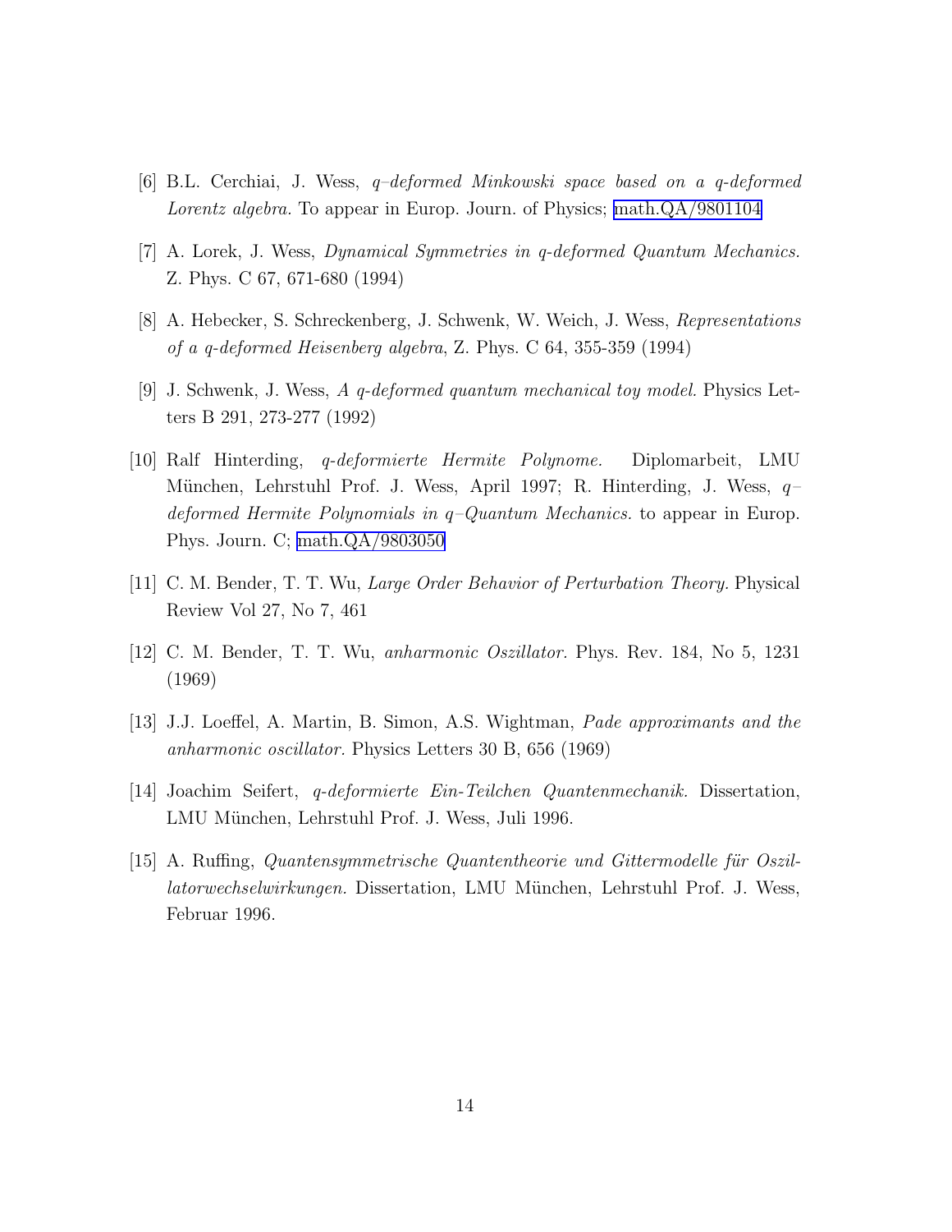[6] B.L. Cerchiai, J. Wess, *q–deformed Minkowski space based on a q-deformed Lorentz algebra.* To appear in Europ. Journ. of Physics; math.QA/9801104

[7] A. Lorek, J. Wess, *Dynamical Symmetries in q-deformed Quantum Mechanics.* Z. Phys. C 67, 671-680 (1994)

[8] A. Hebecker, S. Schreckenberg, J. Schwenk, W. Weich, J. Wess, *Representations of a q-deformed Heisenberg algebra*, Z. Phys. C 64, 355-359 (1994)

[9] J. Schwenk, J. Wess, *A q-deformed quantum mechanical toy model.* Physics Letters B 291, 273-277 (1992)

[10] Ralf Hinterding, *q-deformierte Hermite Polynome.* Diplomarbeit, LMU München, Lehrstuhl Prof. J. Wess, April 1997; R. Hinterding, J. Wess, *q–deformed Hermite Polynomials in q–Quantum Mechanics.* to appear in Europ. Phys. Journ. C; math.QA/9803050

[11] C. M. Bender, T. T. Wu, *Large Order Behavior of Perturbation Theory.* Physical Review Vol 27, No 7, 461

[12] C. M. Bender, T. T. Wu, *anharmonic Oszillator.* Phys. Rev. 184, No 5, 1231 (1969)

[13] J.J. Loeffel, A. Martin, B. Simon, A.S. Wightman, *Pade approximants and the anharmonic oscillator.* Physics Letters 30 B, 656 (1969)

[14] Joachim Seifert, *q-deformierte Ein-Teilchen Quantenmechanik.* Dissertation, LMU München, Lehrstuhl Prof. J. Wess, Juli 1996.

[15] A. Ruffing, *Quantensymmetrische Quantentheorie und Gittermodelle für Oszillatorwechselwirkungen.* Dissertation, LMU München, Lehrstuhl Prof. J. Wess, Februar 1996.